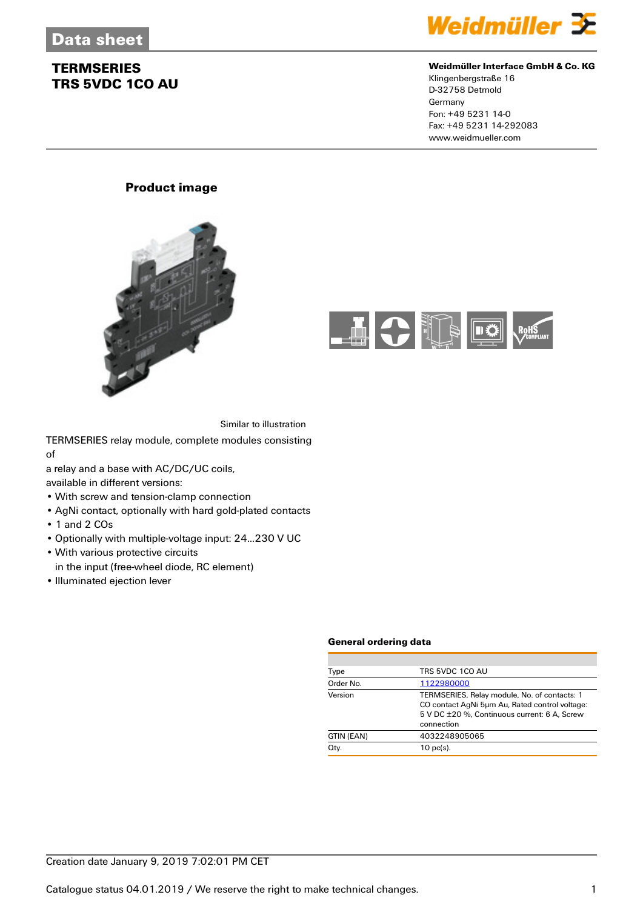Data sheet

# TERMSERIES
# TRS 5VDC 1CO AU

**Weidmüller Interface GmbH & Co. KG**
Klingenbergstraße 16
D-32758 Detmold
Germany
Fon: +49 5231 14-0
Fax: +49 5231 14-292083
www.weidmueller.com

## Product image

Similar to illustration

TERMSERIES relay module, complete modules consisting of
a relay and a base with AC/DC/UC coils,
available in different versions:

- With screw and tension-clamp connection
- AgNi contact, optionally with hard gold-plated contacts
- 1 and 2 COs
- Optionally with multiple-voltage input: 24...230 V UC
- With various protective circuits in the input (free-wheel diode, RC element)
- Illuminated ejection lever

### General ordering data

| | |
|---|---|
| Type | TRS 5VDC 1CO AU |
| Order No. | 1122980000 |
| Version | TERMSERIES, Relay module, No. of contacts: 1 CO contact AgNi 5µm Au, Rated control voltage: 5 V DC ±20 %, Continuous current: 6 A, Screw connection |
| GTIN (EAN) | 4032248905065 |
| Qty. | 10 pc(s). |

Creation date January 9, 2019 7:02:01 PM CET

Catalogue status 04.01.2019 / We reserve the right to make technical changes.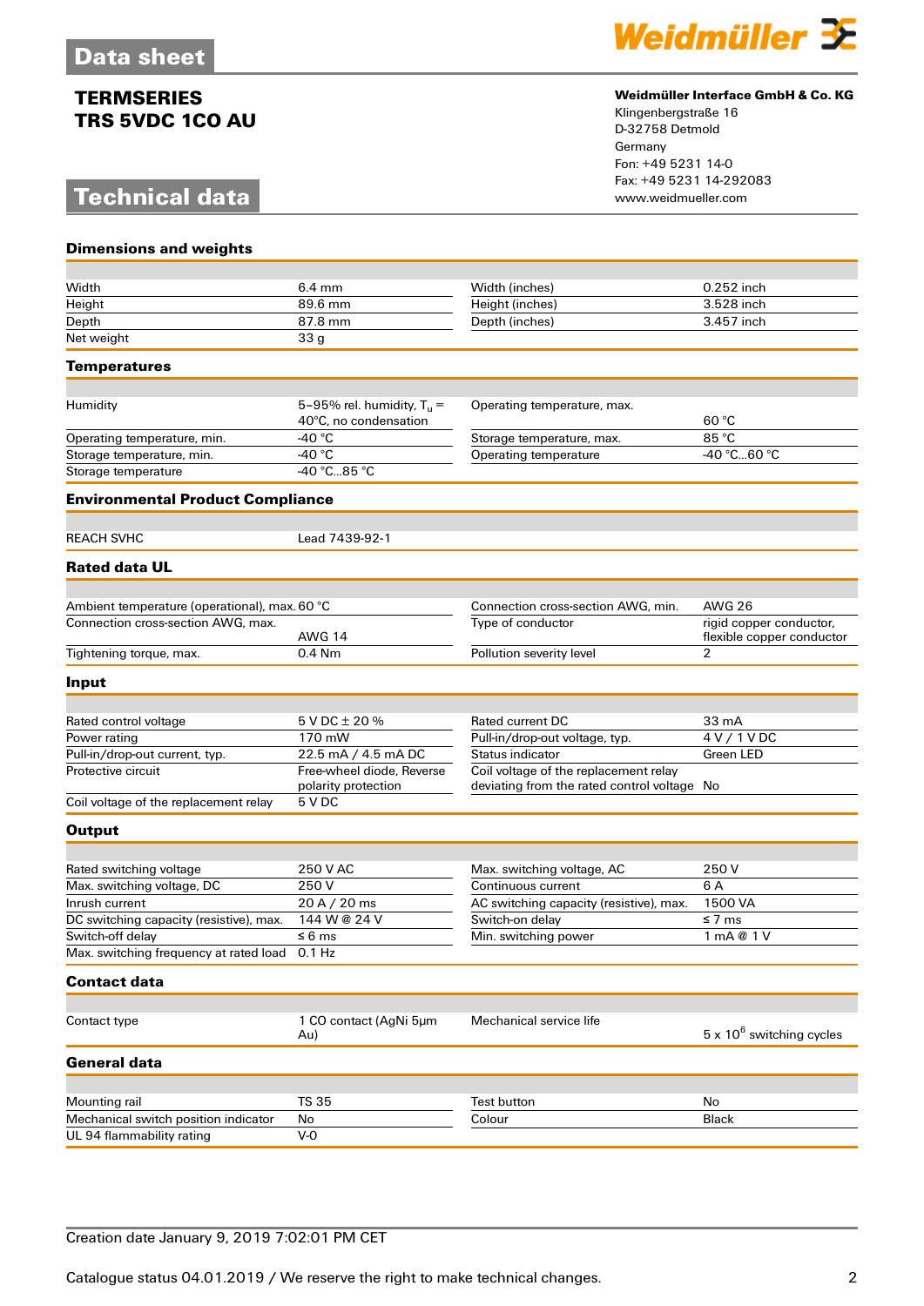# Data sheet

## TERMSERIES
## TRS 5VDC 1CO AU

**Weidmüller Interface GmbH & Co. KG**
Klingenbergstraße 16
D-32758 Detmold
Germany
Fon: +49 5231 14-0
Fax: +49 5231 14-292083
www.weidmueller.com

# Technical data

### Dimensions and weights

| | | | |
|---|---|---|---|
| Width | 6.4 mm | Width (inches) | 0.252 inch |
| Height | 89.6 mm | Height (inches) | 3.528 inch |
| Depth | 87.8 mm | Depth (inches) | 3.457 inch |
| Net weight | 33 g | | |

### Temperatures

| | | | |
|---|---|---|---|
| Humidity | 5−95% rel. humidity, $T_u$ = 40°C, no condensation | Operating temperature, max. | 60 °C |
| Operating temperature, min. | -40 °C | Storage temperature, max. | 85 °C |
| Storage temperature, min. | -40 °C | Operating temperature | -40 °C...60 °C |
| Storage temperature | -40 °C...85 °C | | |

### Environmental Product Compliance

| | |
|---|---|
| REACH SVHC | Lead 7439-92-1 |

### Rated data UL

| | | | |
|---|---|---|---|
| Ambient temperature (operational), max. | 60 °C | Connection cross-section AWG, min. | AWG 26 |
| Connection cross-section AWG, max. | AWG 14 | Type of conductor | rigid copper conductor, flexible copper conductor |
| Tightening torque, max. | 0.4 Nm | Pollution severity level | 2 |

### Input

| | | | |
|---|---|---|---|
| Rated control voltage | 5 V DC ± 20 % | Rated current DC | 33 mA |
| Power rating | 170 mW | Pull-in/drop-out voltage, typ. | 4 V / 1 V DC |
| Pull-in/drop-out current, typ. | 22.5 mA / 4.5 mA DC | Status indicator | Green LED |
| Protective circuit | Free-wheel diode, Reverse polarity protection | Coil voltage of the replacement relay deviating from the rated control voltage | No |
| Coil voltage of the replacement relay | 5 V DC | | |

### Output

| | | | |
|---|---|---|---|
| Rated switching voltage | 250 V AC | Max. switching voltage, AC | 250 V |
| Max. switching voltage, DC | 250 V | Continuous current | 6 A |
| Inrush current | 20 A / 20 ms | AC switching capacity (resistive), max. | 1500 VA |
| DC switching capacity (resistive), max. | 144 W @ 24 V | Switch-on delay | ≤ 7 ms |
| Switch-off delay | ≤ 6 ms | Min. switching power | 1 mA @ 1 V |
| Max. switching frequency at rated load | 0.1 Hz | | |

### Contact data

| | | | |
|---|---|---|---|
| Contact type | 1 CO contact (AgNi 5µm Au) | Mechanical service life | 5 x $10^6$ switching cycles |

### General data

| | | | |
|---|---|---|---|
| Mounting rail | TS 35 | Test button | No |
| Mechanical switch position indicator | No | Colour | Black |
| UL 94 flammability rating | V-0 | | |

Creation date January 9, 2019 7:02:01 PM CET

Catalogue status 04.01.2019 / We reserve the right to make technical changes.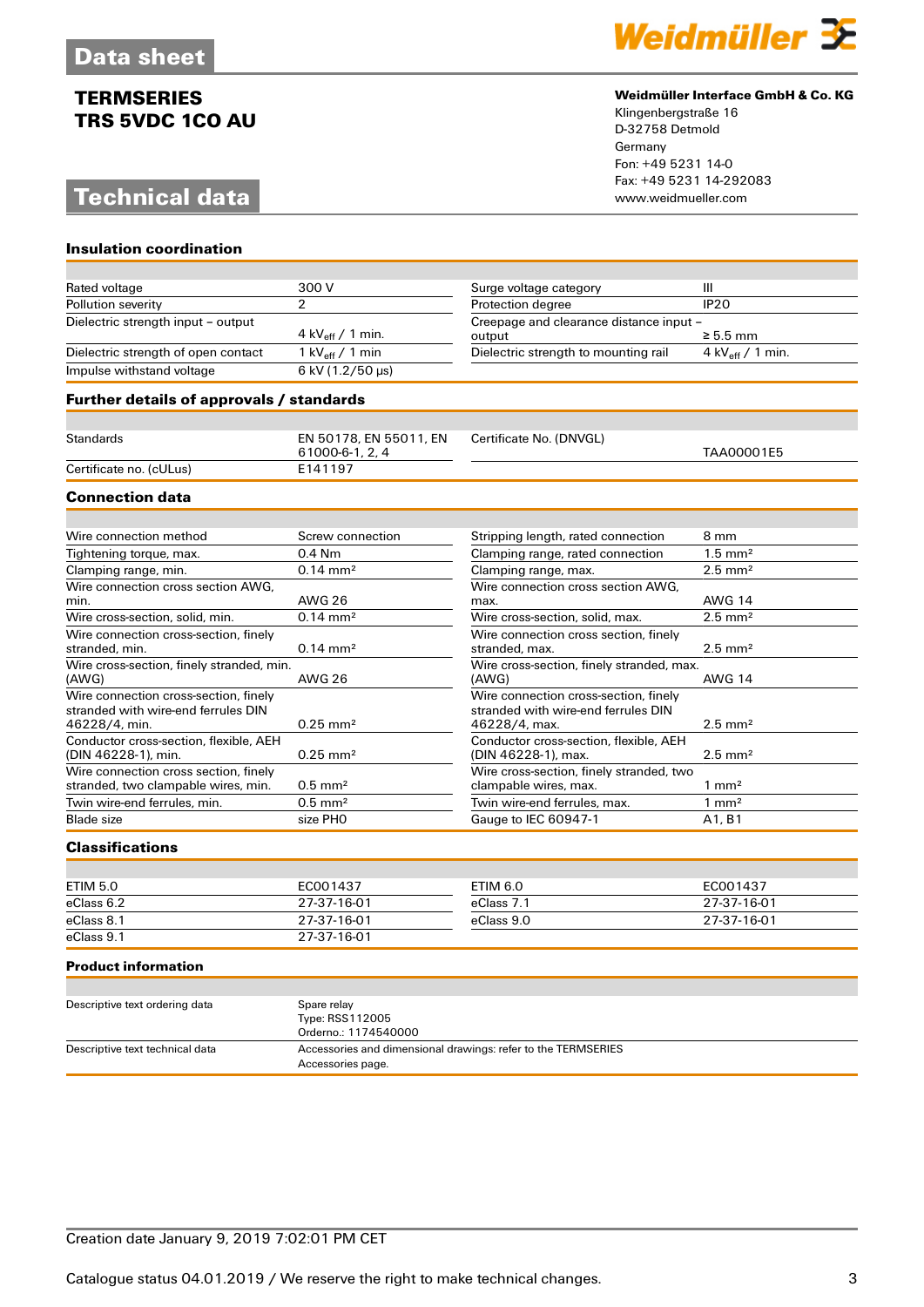# TERMSERIES
# TRS 5VDC 1CO AU

**Weidmüller Interface GmbH & Co. KG**
Klingenbergstraße 16
D-32758 Detmold
Germany
Fon: +49 5231 14-0
Fax: +49 5231 14-292083
www.weidmueller.com

## Technical data

### Insulation coordination

| | | | |
|---|---|---|---|
| Rated voltage | 300 V | Surge voltage category | III |
| Pollution severity | 2 | Protection degree | IP20 |
| Dielectric strength input – output | 4 $kV_{eff}$ / 1 min. | Creepage and clearance distance input – output | ≥ 5.5 mm |
| Dielectric strength of open contact | 1 $kV_{eff}$ / 1 min | Dielectric strength to mounting rail | 4 $kV_{eff}$ / 1 min. |
| Impulse withstand voltage | 6 kV (1.2/50 µs) | | |

### Further details of approvals / standards

| | | | |
|---|---|---|---|
| Standards | EN 50178, EN 55011, EN 61000-6-1, 2, 4 | Certificate No. (DNVGL) | TAA00001E5 |
| Certificate no. (cULus) | E141197 | | |

### Connection data

| | | | |
|---|---|---|---|
| Wire connection method | Screw connection | Stripping length, rated connection | 8 mm |
| Tightening torque, max. | 0.4 Nm | Clamping range, rated connection | 1.5 mm² |
| Clamping range, min. | 0.14 mm² | Clamping range, max. | 2.5 mm² |
| Wire connection cross section AWG, min. | AWG 26 | Wire connection cross section AWG, max. | AWG 14 |
| Wire cross-section, solid, min. | 0.14 mm² | Wire cross-section, solid, max. | 2.5 mm² |
| Wire connection cross-section, finely stranded, min. | 0.14 mm² | Wire connection cross section, finely stranded, max. | 2.5 mm² |
| Wire cross-section, finely stranded, min. (AWG) | AWG 26 | Wire cross-section, finely stranded, max. (AWG) | AWG 14 |
| Wire connection cross-section, finely stranded with wire-end ferrules DIN 46228/4, min. | 0.25 mm² | Wire connection cross-section, finely stranded with wire-end ferrules DIN 46228/4, max. | 2.5 mm² |
| Conductor cross-section, flexible, AEH (DIN 46228-1), min. | 0.25 mm² | Conductor cross-section, flexible, AEH (DIN 46228-1), max. | 2.5 mm² |
| Wire connection cross section, finely stranded, two clampable wires, min. | 0.5 mm² | Wire cross-section, finely stranded, two clampable wires, max. | 1 mm² |
| Twin wire-end ferrules, min. | 0.5 mm² | Twin wire-end ferrules, max. | 1 mm² |
| Blade size | size PH0 | Gauge to IEC 60947-1 | A1, B1 |

### Classifications

| | | | |
|---|---|---|---|
| ETIM 5.0 | EC001437 | ETIM 6.0 | EC001437 |
| eClass 6.2 | 27-37-16-01 | eClass 7.1 | 27-37-16-01 |
| eClass 8.1 | 27-37-16-01 | eClass 9.0 | 27-37-16-01 |
| eClass 9.1 | 27-37-16-01 | | |

### Product information

| | |
|---|---|
| Descriptive text ordering data | Spare relay<br>Type: RSS112005<br>Orderno.: 1174540000 |
| Descriptive text technical data | Accessories and dimensional drawings: refer to the TERMSERIES Accessories page. |

Creation date January 9, 2019 7:02:01 PM CET

Catalogue status 04.01.2019 / We reserve the right to make technical changes.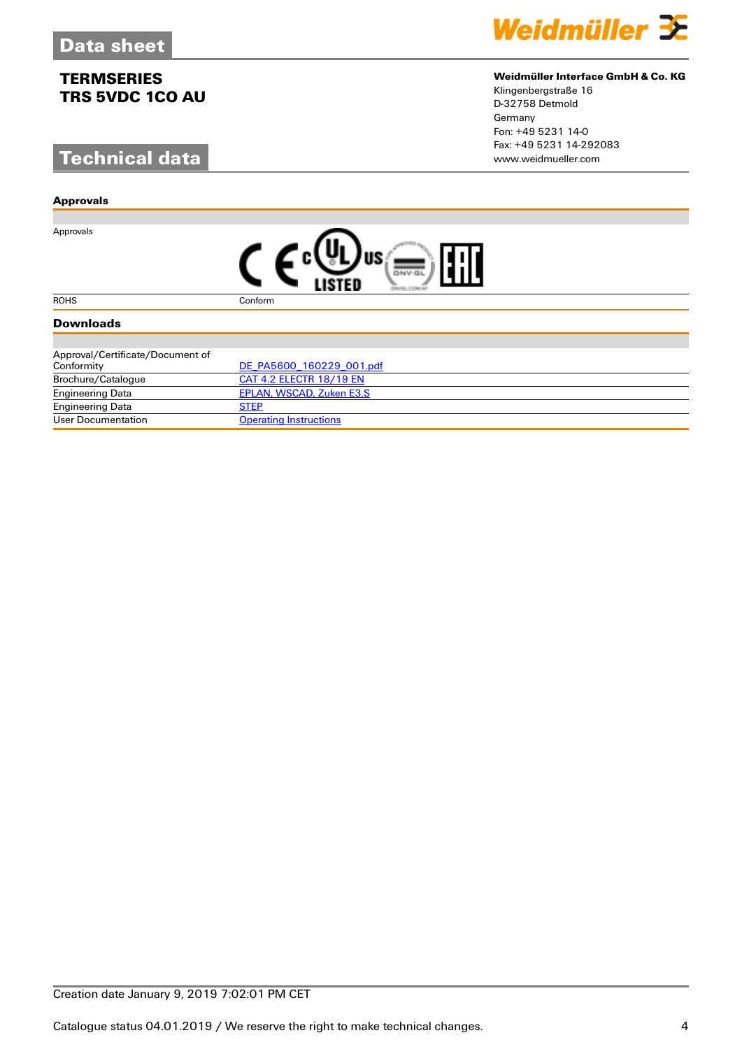# Data sheet

## TERMSERIES
## TRS 5VDC 1CO AU

**Weidmüller Interface GmbH & Co. KG**
Klingenbergstraße 16
D-32758 Detmold
Germany
Fon: +49 5231 14-0
Fax: +49 5231 14-292083
www.weidmueller.com

# Technical data

### Approvals

| | |
|---|---|
| Approvals | |
| ROHS | Conform |

### Downloads

| | |
|---|---|
| Approval/Certificate/Document of Conformity | DE_PA5600_160229_001.pdf |
| Brochure/Catalogue | CAT 4.2 ELECTR 18/19 EN |
| Engineering Data | EPLAN, WSCAD, Zuken E3.S |
| Engineering Data | STEP |
| User Documentation | Operating Instructions |

Creation date January 9, 2019 7:02:01 PM CET

Catalogue status 04.01.2019 / We reserve the right to make technical changes.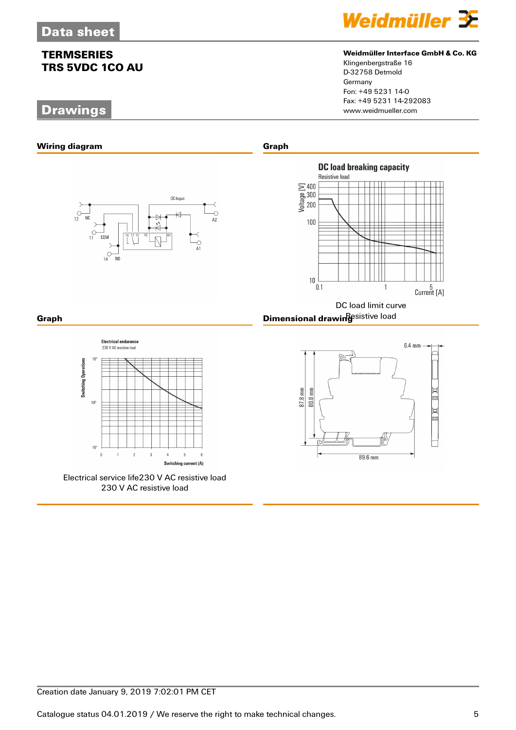# TERMSERIES
## TRS 5VDC 1CO AU

**Weidmüller Interface GmbH & Co. KG**
Klingenbergstraße 16
D-32758 Detmold
Germany
Fon: +49 5231 14-0
Fax: +49 5231 14-292083
www.weidmueller.com

## Drawings

### Wiring diagram

### Graph

DC load limit curve
Resistive load

### Graph

Electrical service life230 V AC resistive load
230 V AC resistive load

### Dimensional drawing

Creation date January 9, 2019 7:02:01 PM CET

Catalogue status 04.01.2019 / We reserve the right to make technical changes.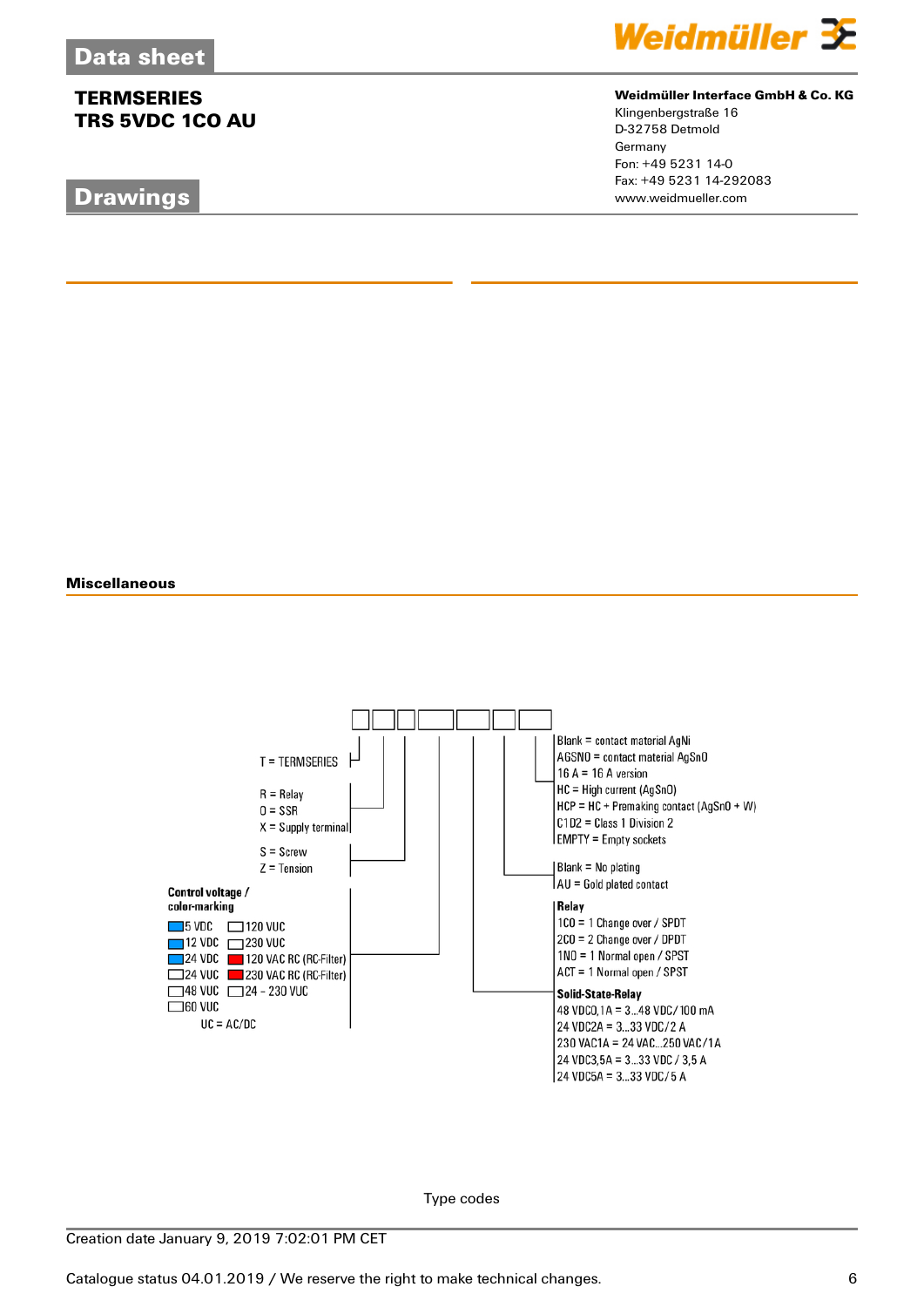# Data sheet

**TERMSERIES**
**TRS 5VDC 1CO AU**

**Weidmüller Interface GmbH & Co. KG**
Klingenbergstraße 16
D-32758 Detmold
Germany
Fon: +49 5231 14-0
Fax: +49 5231 14-292083
www.weidmueller.com

# Drawings

## Miscellaneous

T = TERMSERIES

R = Relay
O = SSR
X = Supply terminal

S = Screw
Z = Tension

**Control voltage / color-marking**

5 VDC
12 VDC
24 VDC
24 VUC
48 VUC
60 VUC
120 VUC
230 VUC
120 VAC RC (RC-Filter)
230 VAC RC (RC-Filter)
24 - 230 VUC

UC = AC/DC

Blank = contact material AgNi
AGSNO = contact material AgSnO
16 A = 16 A version
HC = High current (AgSnO)
HCP = HC + Premaking contact (AgSnO + W)
C1D2 = Class 1 Division 2
EMPTY = Empty sockets

Blank = No plating
AU = Gold plated contact

**Relay**
1CO = 1 Change over / SPDT
2CO = 2 Change over / DPDT
1NO = 1 Normal open / SPST
ACT = 1 Normal open / SPST

**Solid-State-Relay**
48 VDC0,1A = 3...48 VDC/100 mA
24 VDC2A = 3...33 VDC/2 A
230 VAC1A = 24 VAC...250 VAC/1A
24 VDC3,5A = 3...33 VDC / 3,5 A
24 VDC5A = 3...33 VDC/5 A

Type codes

Creation date January 9, 2019 7:02:01 PM CET

Catalogue status 04.01.2019 / We reserve the right to make technical changes.